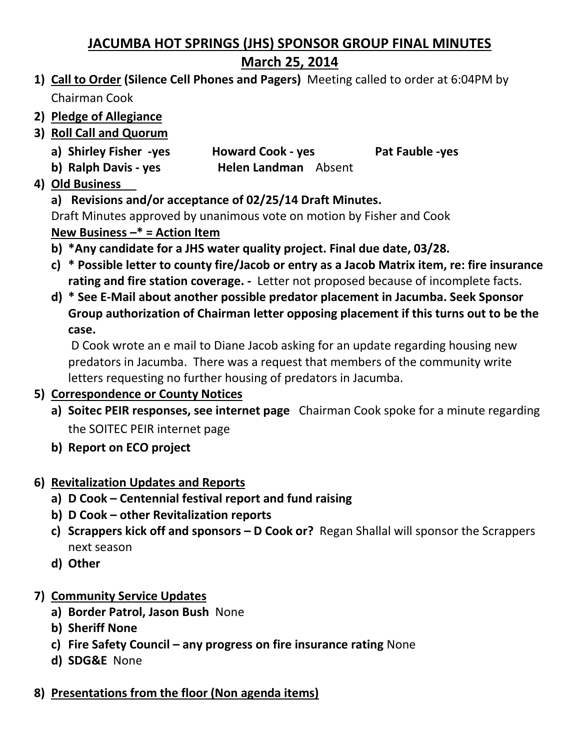# JACUMBA HOT SPRINGS (JHS) SPONSOR GROUP FINAL MINUTES

## March 25, 2014

1) **Call to Order (Silence Cell Phones and Pagers)** Meeting called to order at 6:04PM by Chairman Cook
2) **Pledge of Allegiance**
3) **Roll Call and Quorum**
   a) **Shirley Fisher -yes** **Howard Cook - yes** **Pat Fauble -yes**
   b) **Ralph Davis - yes** **Helen Landman** Absent
4) **Old Business**
   a) **Revisions and/or acceptance of 02/25/14 Draft Minutes.**
   Draft Minutes approved by unanimous vote on motion by Fisher and Cook
   **New Business –* = Action Item**
   b) ***Any candidate for a JHS water quality project. Final due date, 03/28.**
   c) *** Possible letter to county fire/Jacob or entry as a Jacob Matrix item, re: fire insurance rating and fire station coverage. -** Letter not proposed because of incomplete facts.
   d) *** See E-Mail about another possible predator placement in Jacumba. Seek Sponsor Group authorization of Chairman letter opposing placement if this turns out to be the case.**
   D Cook wrote an e mail to Diane Jacob asking for an update regarding housing new predators in Jacumba. There was a request that members of the community write letters requesting no further housing of predators in Jacumba.
5) **Correspondence or County Notices**
   a) **Soitec PEIR responses, see internet page** Chairman Cook spoke for a minute regarding the SOITEC PEIR internet page
   b) **Report on ECO project**
6) **Revitalization Updates and Reports**
   a) **D Cook – Centennial festival report and fund raising**
   b) **D Cook – other Revitalization reports**
   c) **Scrappers kick off and sponsors – D Cook or?** Regan Shallal will sponsor the Scrappers next season
   d) **Other**
7) **Community Service Updates**
   a) **Border Patrol, Jason Bush** None
   b) **Sheriff None**
   c) **Fire Safety Council – any progress on fire insurance rating** None
   d) **SDG&E** None
8) **Presentations from the floor (Non agenda items)**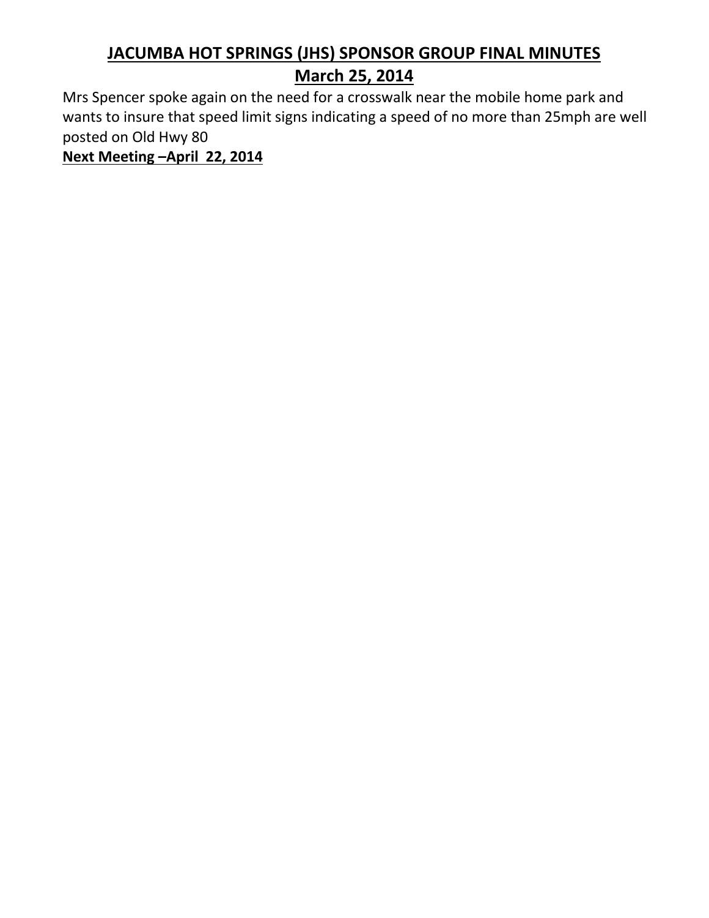# JACUMBA HOT SPRINGS (JHS) SPONSOR GROUP FINAL MINUTES

## March 25, 2014

Mrs Spencer spoke again on the need for a crosswalk near the mobile home park and wants to insure that speed limit signs indicating a speed of no more than 25mph are well posted on Old Hwy 80

**Next Meeting –April 22, 2014**